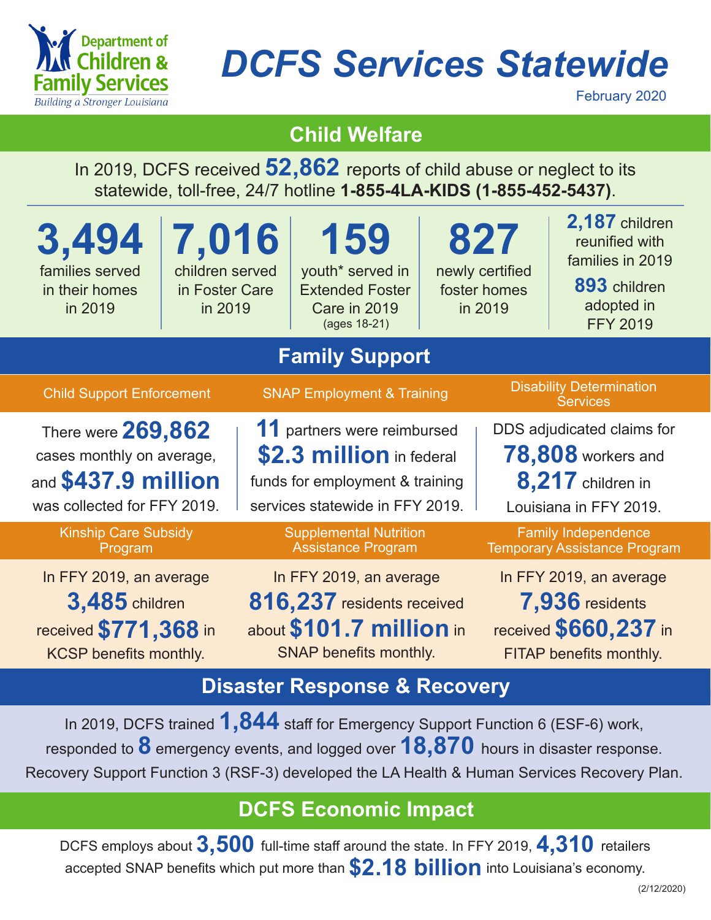Department of Children & Family Services
*Building a Stronger Louisiana*

# DCFS Services Statewide

February 2020

## Child Welfare

In 2019, DCFS received **52,862** reports of child abuse or neglect to its statewide, toll-free, 24/7 hotline **1-855-4LA-KIDS (1-855-452-5437)**.

**3,494** families served in their homes in 2019

**7,016** children served in Foster Care in 2019

**159** youth* served in Extended Foster Care in 2019 (ages 18-21)

**827** newly certified foster homes in 2019

**2,187** children reunified with families in 2019

**893** children adopted in FFY 2019

## Family Support

### Child Support Enforcement

There were **269,862** cases monthly on average, and **$437.9 million** was collected for FFY 2019.

### SNAP Employment & Training

**11** partners were reimbursed **$2.3 million** in federal funds for employment & training services statewide in FFY 2019.

### Disability Determination Services

DDS adjudicated claims for **78,808** workers and **8,217** children in Louisiana in FFY 2019.

### Kinship Care Subsidy Program

In FFY 2019, an average **3,485** children received **$771,368** in KCSP benefits monthly.

### Supplemental Nutrition Assistance Program

In FFY 2019, an average **816,237** residents received about **$101.7 million** in SNAP benefits monthly.

### Family Independence Temporary Assistance Program

In FFY 2019, an average **7,936** residents received **$660,237** in FITAP benefits monthly.

## Disaster Response & Recovery

In 2019, DCFS trained **1,844** staff for Emergency Support Function 6 (ESF-6) work, responded to **8** emergency events, and logged over **18,870** hours in disaster response. Recovery Support Function 3 (RSF-3) developed the LA Health & Human Services Recovery Plan.

## DCFS Economic Impact

DCFS employs about **3,500** full-time staff around the state. In FFY 2019, **4,310** retailers accepted SNAP benefits which put more than **$2.18 billion** into Louisiana's economy.

(2/12/2020)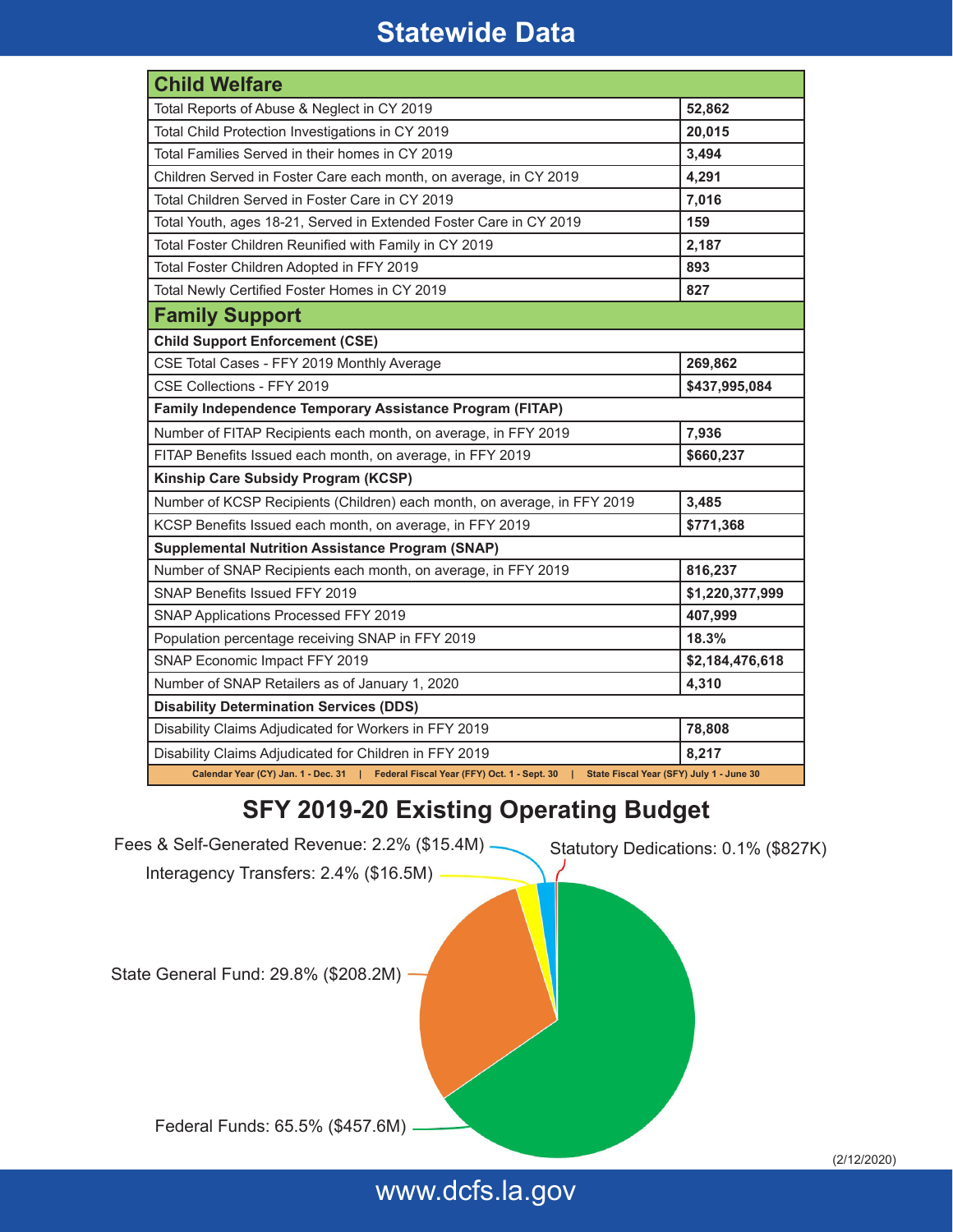# Statewide Data

| Child Welfare | |
|---|---|
| Total Reports of Abuse & Neglect in CY 2019 | **52,862** |
| Total Child Protection Investigations in CY 2019 | **20,015** |
| Total Families Served in their homes in CY 2019 | **3,494** |
| Children Served in Foster Care each month, on average, in CY 2019 | **4,291** |
| Total Children Served in Foster Care in CY 2019 | **7,016** |
| Total Youth, ages 18-21, Served in Extended Foster Care in CY 2019 | **159** |
| Total Foster Children Reunified with Family in CY 2019 | **2,187** |
| Total Foster Children Adopted in FFY 2019 | **893** |
| Total Newly Certified Foster Homes in CY 2019 | **827** |

| Family Support | |
|---|---|
| **Child Support Enforcement (CSE)** | |
| CSE Total Cases - FFY 2019 Monthly Average | **269,862** |
| CSE Collections - FFY 2019 | **$437,995,084** |
| **Family Independence Temporary Assistance Program (FITAP)** | |
| Number of FITAP Recipients each month, on average, in FFY 2019 | **7,936** |
| FITAP Benefits Issued each month, on average, in FFY 2019 | **$660,237** |
| **Kinship Care Subsidy Program (KCSP)** | |
| Number of KCSP Recipients (Children) each month, on average, in FFY 2019 | **3,485** |
| KCSP Benefits Issued each month, on average, in FFY 2019 | **$771,368** |
| **Supplemental Nutrition Assistance Program (SNAP)** | |
| Number of SNAP Recipients each month, on average, in FFY 2019 | **816,237** |
| SNAP Benefits Issued FFY 2019 | **$1,220,377,999** |
| SNAP Applications Processed FFY 2019 | **407,999** |
| Population percentage receiving SNAP in FFY 2019 | **18.3%** |
| SNAP Economic Impact FFY 2019 | **$2,184,476,618** |
| Number of SNAP Retailers as of January 1, 2020 | **4,310** |
| **Disability Determination Services (DDS)** | |
| Disability Claims Adjudicated for Workers in FFY 2019 | **78,808** |
| Disability Claims Adjudicated for Children in FFY 2019 | **8,217** |

Calendar Year (CY) Jan. 1 - Dec. 31 | Federal Fiscal Year (FFY) Oct. 1 - Sept. 30 | State Fiscal Year (SFY) July 1 - June 30

## SFY 2019-20 Existing Operating Budget

- Federal Funds: 65.5% ($457.6M)
- State General Fund: 29.8% ($208.2M)
- Interagency Transfers: 2.4% ($16.5M)
- Fees & Self-Generated Revenue: 2.2% ($15.4M)
- Statutory Dedications: 0.1% ($827K)

(2/12/2020)

www.dcfs.la.gov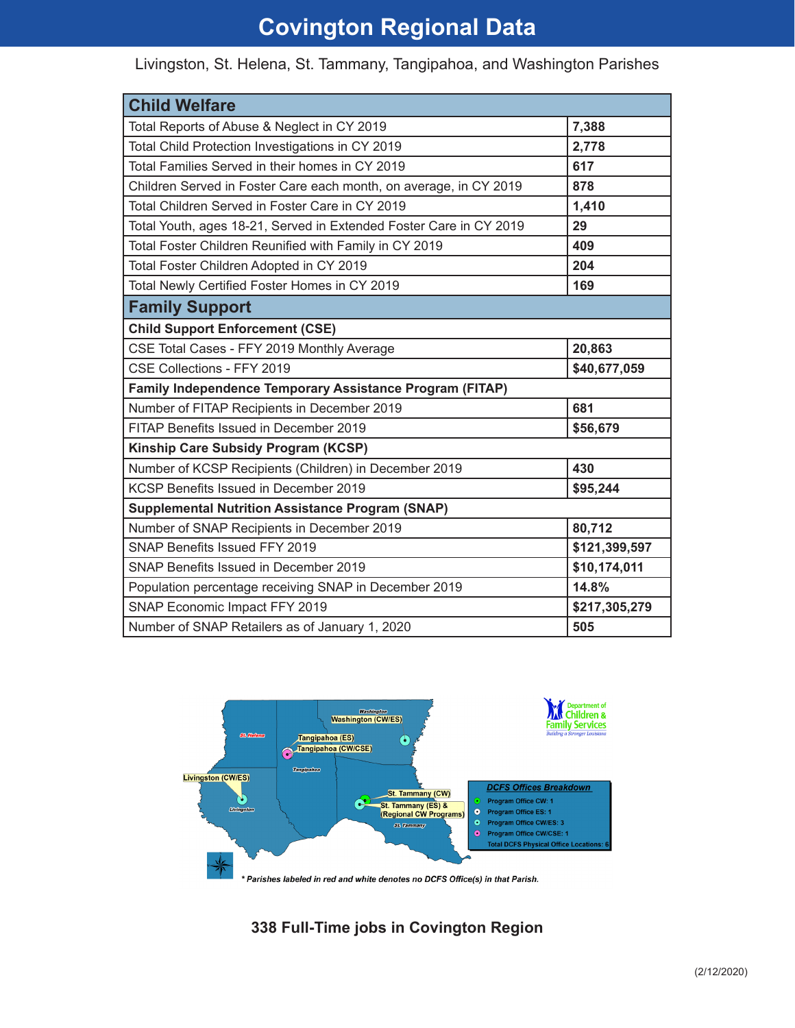# Covington Regional Data

Livingston, St. Helena, St. Tammany, Tangipahoa, and Washington Parishes

| Child Welfare | |
|---|---|
| Total Reports of Abuse & Neglect in CY 2019 | **7,388** |
| Total Child Protection Investigations in CY 2019 | **2,778** |
| Total Families Served in their homes in CY 2019 | **617** |
| Children Served in Foster Care each month, on average, in CY 2019 | **878** |
| Total Children Served in Foster Care in CY 2019 | **1,410** |
| Total Youth, ages 18-21, Served in Extended Foster Care in CY 2019 | **29** |
| Total Foster Children Reunified with Family in CY 2019 | **409** |
| Total Foster Children Adopted in CY 2019 | **204** |
| Total Newly Certified Foster Homes in CY 2019 | **169** |
| **Family Support** | |
| **Child Support Enforcement (CSE)** | |
| CSE Total Cases - FFY 2019 Monthly Average | **20,863** |
| CSE Collections - FFY 2019 | **$40,677,059** |
| **Family Independence Temporary Assistance Program (FITAP)** | |
| Number of FITAP Recipients in December 2019 | **681** |
| FITAP Benefits Issued in December 2019 | **$56,679** |
| **Kinship Care Subsidy Program (KCSP)** | |
| Number of KCSP Recipients (Children) in December 2019 | **430** |
| KCSP Benefits Issued in December 2019 | **$95,244** |
| **Supplemental Nutrition Assistance Program (SNAP)** | |
| Number of SNAP Recipients in December 2019 | **80,712** |
| SNAP Benefits Issued FFY 2019 | **$121,399,597** |
| SNAP Benefits Issued in December 2019 | **$10,174,011** |
| Population percentage receiving SNAP in December 2019 | **14.8%** |
| SNAP Economic Impact FFY 2019 | **$217,305,279** |
| Number of SNAP Retailers as of January 1, 2020 | **505** |

Washington (CW/ES) | Tangipahoa (ES) | Tangipahoa (CW/CSE) | Livingston (CW/ES) | St. Tammany (CW) | St. Tammany (ES) & (Regional CW Programs) | St. Helena

**DCFS Offices Breakdown**

- Program Office CW: 1
- Program Office ES: 1
- Program Office CW/ES: 3
- Program Office CW/CSE: 1
- Total DCFS Physical Office Locations: 6

Department of Children & Family Services — Building a Stronger Louisiana

*\* Parishes labeled in red and white denotes no DCFS Office(s) in that Parish.*

**338 Full-Time jobs in Covington Region**

(2/12/2020)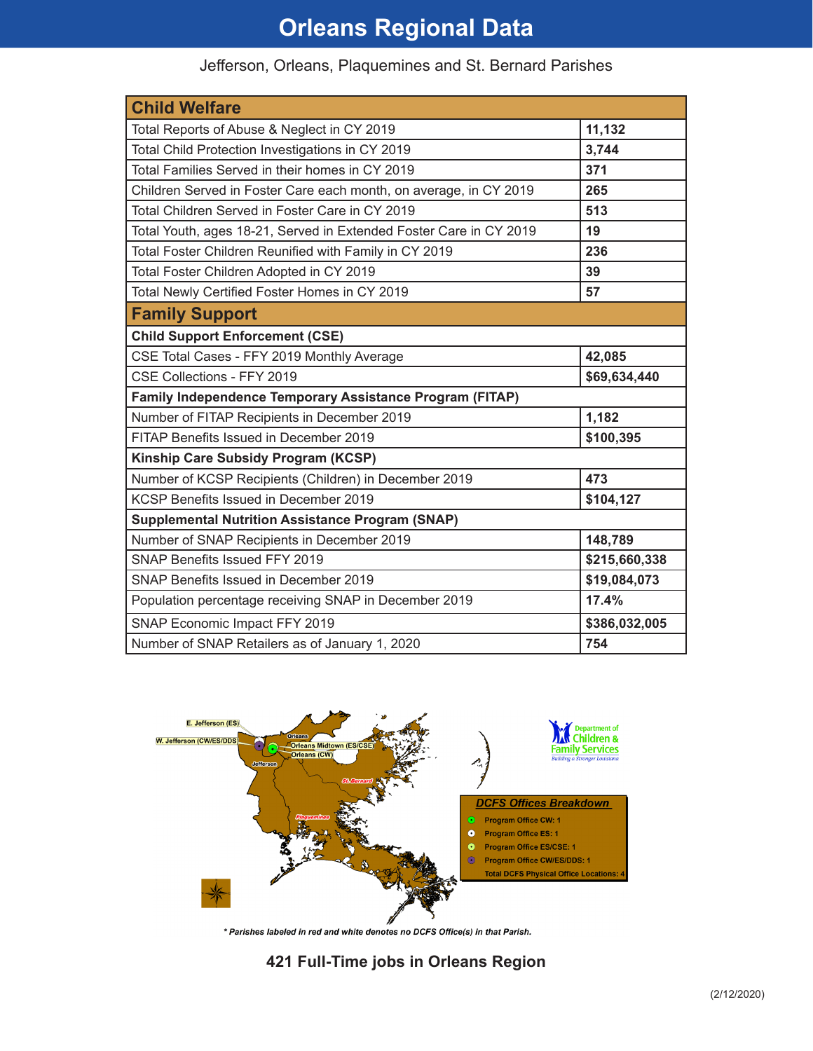# Orleans Regional Data

Jefferson, Orleans, Plaquemines and St. Bernard Parishes

| | |
|---|---|
| **Child Welfare** | |
| Total Reports of Abuse & Neglect in CY 2019 | **11,132** |
| Total Child Protection Investigations in CY 2019 | **3,744** |
| Total Families Served in their homes in CY 2019 | **371** |
| Children Served in Foster Care each month, on average, in CY 2019 | **265** |
| Total Children Served in Foster Care in CY 2019 | **513** |
| Total Youth, ages 18-21, Served in Extended Foster Care in CY 2019 | **19** |
| Total Foster Children Reunified with Family in CY 2019 | **236** |
| Total Foster Children Adopted in CY 2019 | **39** |
| Total Newly Certified Foster Homes in CY 2019 | **57** |
| **Family Support** | |
| **Child Support Enforcement (CSE)** | |
| CSE Total Cases - FFY 2019 Monthly Average | **42,085** |
| CSE Collections - FFY 2019 | **$69,634,440** |
| **Family Independence Temporary Assistance Program (FITAP)** | |
| Number of FITAP Recipients in December 2019 | **1,182** |
| FITAP Benefits Issued in December 2019 | **$100,395** |
| **Kinship Care Subsidy Program (KCSP)** | |
| Number of KCSP Recipients (Children) in December 2019 | **473** |
| KCSP Benefits Issued in December 2019 | **$104,127** |
| **Supplemental Nutrition Assistance Program (SNAP)** | |
| Number of SNAP Recipients in December 2019 | **148,789** |
| SNAP Benefits Issued FFY 2019 | **$215,660,338** |
| SNAP Benefits Issued in December 2019 | **$19,084,073** |
| Population percentage receiving SNAP in December 2019 | **17.4%** |
| SNAP Economic Impact FFY 2019 | **$386,032,005** |
| Number of SNAP Retailers as of January 1, 2020 | **754** |

E. Jefferson (ES)
W. Jefferson (CW/ES/DDS)
Orleans
Orleans Midtown (ES/CSE)
Orleans (CW)
Jefferson
St. Bernard
Plaquemines

Department of Children & Family Services
Building a Stronger Louisiana

**DCFS Offices Breakdown**

- Program Office CW: 1
- Program Office ES: 1
- Program Office ES/CSE: 1
- Program Office CW/ES/DDS: 1
- Total DCFS Physical Office Locations: 4

*\* Parishes labeled in red and white denotes no DCFS Office(s) in that Parish.*

**421 Full-Time jobs in Orleans Region**

(2/12/2020)